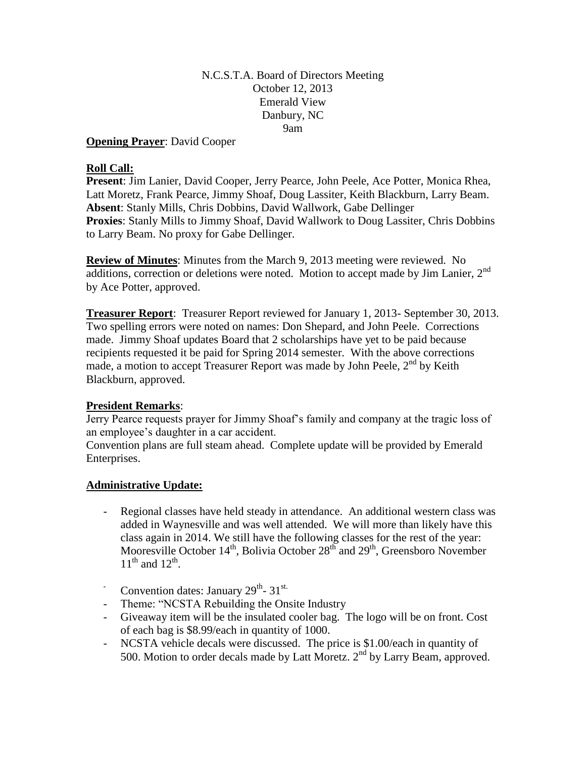N.C.S.T.A. Board of Directors Meeting
October 12, 2013
Emerald View
Danbury, NC
9am

**Opening Prayer**: David Cooper

**Roll Call:**

**Present**: Jim Lanier, David Cooper, Jerry Pearce, John Peele, Ace Potter, Monica Rhea, Latt Moretz, Frank Pearce, Jimmy Shoaf, Doug Lassiter, Keith Blackburn, Larry Beam.
**Absent**: Stanly Mills, Chris Dobbins, David Wallwork, Gabe Dellinger
**Proxies**: Stanly Mills to Jimmy Shoaf, David Wallwork to Doug Lassiter, Chris Dobbins to Larry Beam. No proxy for Gabe Dellinger.

**Review of Minutes**: Minutes from the March 9, 2013 meeting were reviewed. No additions, correction or deletions were noted. Motion to accept made by Jim Lanier, 2nd by Ace Potter, approved.

**Treasurer Report**: Treasurer Report reviewed for January 1, 2013- September 30, 2013. Two spelling errors were noted on names: Don Shepard, and John Peele. Corrections made. Jimmy Shoaf updates Board that 2 scholarships have yet to be paid because recipients requested it be paid for Spring 2014 semester. With the above corrections made, a motion to accept Treasurer Report was made by John Peele, 2nd by Keith Blackburn, approved.

**President Remarks**:

Jerry Pearce requests prayer for Jimmy Shoaf's family and company at the tragic loss of an employee's daughter in a car accident.

Convention plans are full steam ahead. Complete update will be provided by Emerald Enterprises.

**Administrative Update:**

- Regional classes have held steady in attendance. An additional western class was added in Waynesville and was well attended. We will more than likely have this class again in 2014. We still have the following classes for the rest of the year: Mooresville October 14th, Bolivia October 28th and 29th, Greensboro November 11th and 12th.
- Convention dates: January 29th- 31st.
- Theme: "NCSTA Rebuilding the Onsite Industry
- Giveaway item will be the insulated cooler bag. The logo will be on front. Cost of each bag is $8.99/each in quantity of 1000.
- NCSTA vehicle decals were discussed. The price is $1.00/each in quantity of 500. Motion to order decals made by Latt Moretz. 2nd by Larry Beam, approved.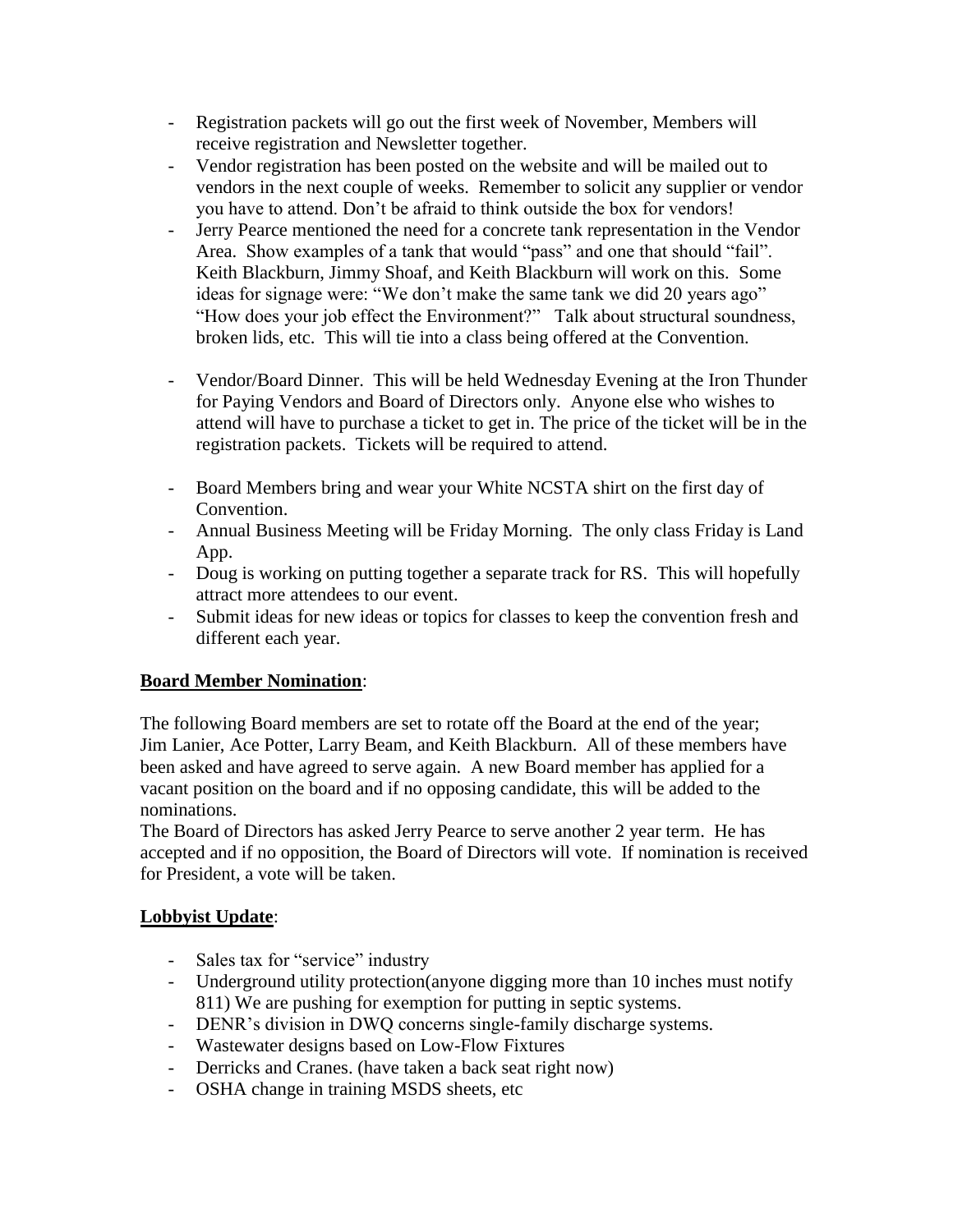- Registration packets will go out the first week of November, Members will receive registration and Newsletter together.
- Vendor registration has been posted on the website and will be mailed out to vendors in the next couple of weeks. Remember to solicit any supplier or vendor you have to attend. Don't be afraid to think outside the box for vendors!
- Jerry Pearce mentioned the need for a concrete tank representation in the Vendor Area. Show examples of a tank that would "pass" and one that should "fail". Keith Blackburn, Jimmy Shoaf, and Keith Blackburn will work on this. Some ideas for signage were: "We don't make the same tank we did 20 years ago" "How does your job effect the Environment?" Talk about structural soundness, broken lids, etc. This will tie into a class being offered at the Convention.
- Vendor/Board Dinner. This will be held Wednesday Evening at the Iron Thunder for Paying Vendors and Board of Directors only. Anyone else who wishes to attend will have to purchase a ticket to get in. The price of the ticket will be in the registration packets. Tickets will be required to attend.
- Board Members bring and wear your White NCSTA shirt on the first day of Convention.
- Annual Business Meeting will be Friday Morning. The only class Friday is Land App.
- Doug is working on putting together a separate track for RS. This will hopefully attract more attendees to our event.
- Submit ideas for new ideas or topics for classes to keep the convention fresh and different each year.

**Board Member Nomination**:

The following Board members are set to rotate off the Board at the end of the year; Jim Lanier, Ace Potter, Larry Beam, and Keith Blackburn. All of these members have been asked and have agreed to serve again. A new Board member has applied for a vacant position on the board and if no opposing candidate, this will be added to the nominations.

The Board of Directors has asked Jerry Pearce to serve another 2 year term. He has accepted and if no opposition, the Board of Directors will vote. If nomination is received for President, a vote will be taken.

**Lobbyist Update**:

- Sales tax for "service" industry
- Underground utility protection(anyone digging more than 10 inches must notify 811) We are pushing for exemption for putting in septic systems.
- DENR's division in DWQ concerns single-family discharge systems.
- Wastewater designs based on Low-Flow Fixtures
- Derricks and Cranes. (have taken a back seat right now)
- OSHA change in training MSDS sheets, etc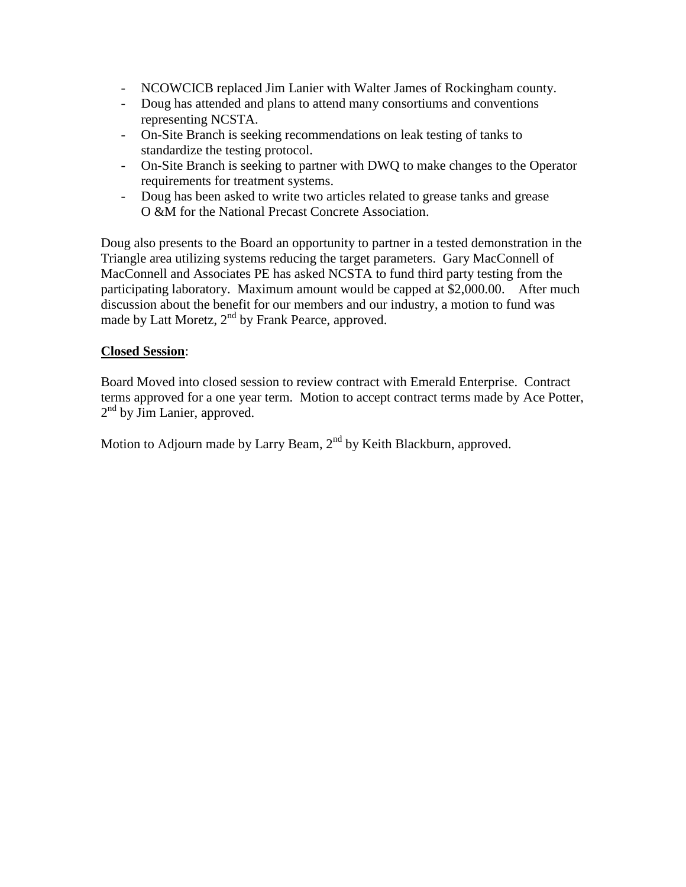- NCOWCICB replaced Jim Lanier with Walter James of Rockingham county.
- Doug has attended and plans to attend many consortiums and conventions representing NCSTA.
- On-Site Branch is seeking recommendations on leak testing of tanks to standardize the testing protocol.
- On-Site Branch is seeking to partner with DWQ to make changes to the Operator requirements for treatment systems.
- Doug has been asked to write two articles related to grease tanks and grease O &M for the National Precast Concrete Association.

Doug also presents to the Board an opportunity to partner in a tested demonstration in the Triangle area utilizing systems reducing the target parameters. Gary MacConnell of MacConnell and Associates PE has asked NCSTA to fund third party testing from the participating laboratory. Maximum amount would be capped at $2,000.00. After much discussion about the benefit for our members and our industry, a motion to fund was made by Latt Moretz, 2nd by Frank Pearce, approved.

**Closed Session**:

Board Moved into closed session to review contract with Emerald Enterprise. Contract terms approved for a one year term. Motion to accept contract terms made by Ace Potter, 2nd by Jim Lanier, approved.

Motion to Adjourn made by Larry Beam, 2nd by Keith Blackburn, approved.